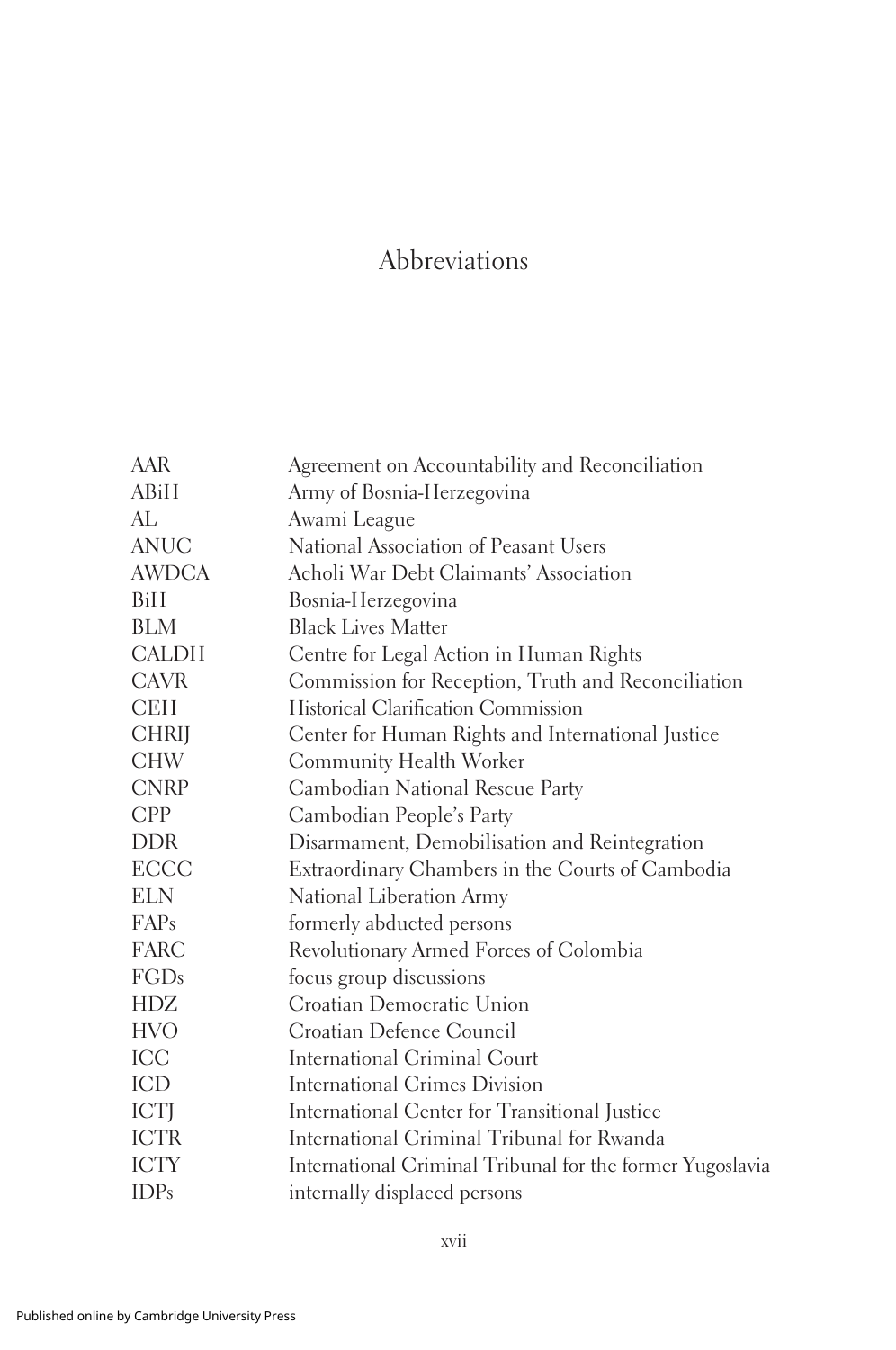# Abbreviations

| | |
|---|---|
| AAR | Agreement on Accountability and Reconciliation |
| ABiH | Army of Bosnia-Herzegovina |
| AL | Awami League |
| ANUC | National Association of Peasant Users |
| AWDCA | Acholi War Debt Claimants' Association |
| BiH | Bosnia-Herzegovina |
| BLM | Black Lives Matter |
| CALDH | Centre for Legal Action in Human Rights |
| CAVR | Commission for Reception, Truth and Reconciliation |
| CEH | Historical Clarification Commission |
| CHRIJ | Center for Human Rights and International Justice |
| CHW | Community Health Worker |
| CNRP | Cambodian National Rescue Party |
| CPP | Cambodian People's Party |
| DDR | Disarmament, Demobilisation and Reintegration |
| ECCC | Extraordinary Chambers in the Courts of Cambodia |
| ELN | National Liberation Army |
| FAPs | formerly abducted persons |
| FARC | Revolutionary Armed Forces of Colombia |
| FGDs | focus group discussions |
| HDZ | Croatian Democratic Union |
| HVO | Croatian Defence Council |
| ICC | International Criminal Court |
| ICD | International Crimes Division |
| ICTJ | International Center for Transitional Justice |
| ICTR | International Criminal Tribunal for Rwanda |
| ICTY | International Criminal Tribunal for the former Yugoslavia |
| IDPs | internally displaced persons |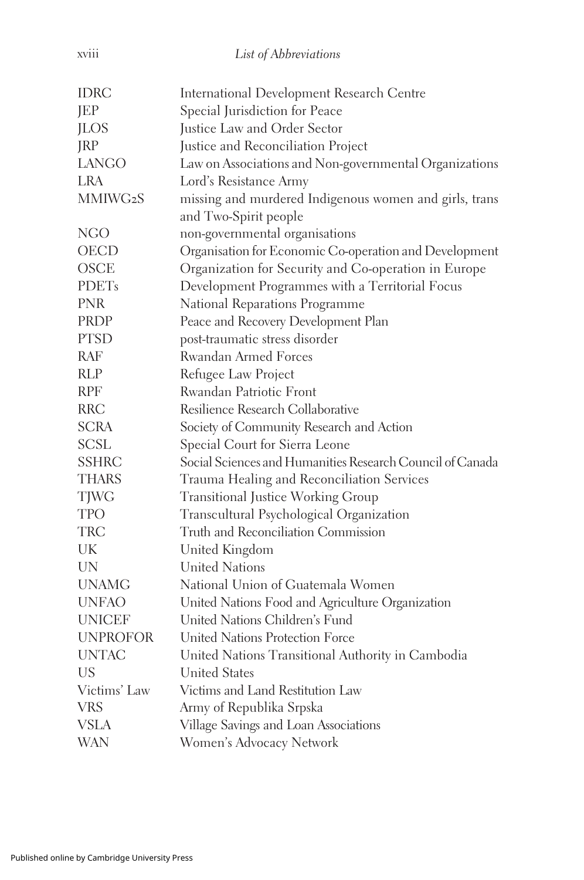| | |
|---|---|
| IDRC | International Development Research Centre |
| JEP | Special Jurisdiction for Peace |
| JLOS | Justice Law and Order Sector |
| JRP | Justice and Reconciliation Project |
| LANGO | Law on Associations and Non-governmental Organizations |
| LRA | Lord's Resistance Army |
| MMIWG2S | missing and murdered Indigenous women and girls, trans and Two-Spirit people |
| NGO | non-governmental organisations |
| OECD | Organisation for Economic Co-operation and Development |
| OSCE | Organization for Security and Co-operation in Europe |
| PDETs | Development Programmes with a Territorial Focus |
| PNR | National Reparations Programme |
| PRDP | Peace and Recovery Development Plan |
| PTSD | post-traumatic stress disorder |
| RAF | Rwandan Armed Forces |
| RLP | Refugee Law Project |
| RPF | Rwandan Patriotic Front |
| RRC | Resilience Research Collaborative |
| SCRA | Society of Community Research and Action |
| SCSL | Special Court for Sierra Leone |
| SSHRC | Social Sciences and Humanities Research Council of Canada |
| THARS | Trauma Healing and Reconciliation Services |
| TJWG | Transitional Justice Working Group |
| TPO | Transcultural Psychological Organization |
| TRC | Truth and Reconciliation Commission |
| UK | United Kingdom |
| UN | United Nations |
| UNAMG | National Union of Guatemala Women |
| UNFAO | United Nations Food and Agriculture Organization |
| UNICEF | United Nations Children's Fund |
| UNPROFOR | United Nations Protection Force |
| UNTAC | United Nations Transitional Authority in Cambodia |
| US | United States |
| Victims' Law | Victims and Land Restitution Law |
| VRS | Army of Republika Srpska |
| VSLA | Village Savings and Loan Associations |
| WAN | Women's Advocacy Network |